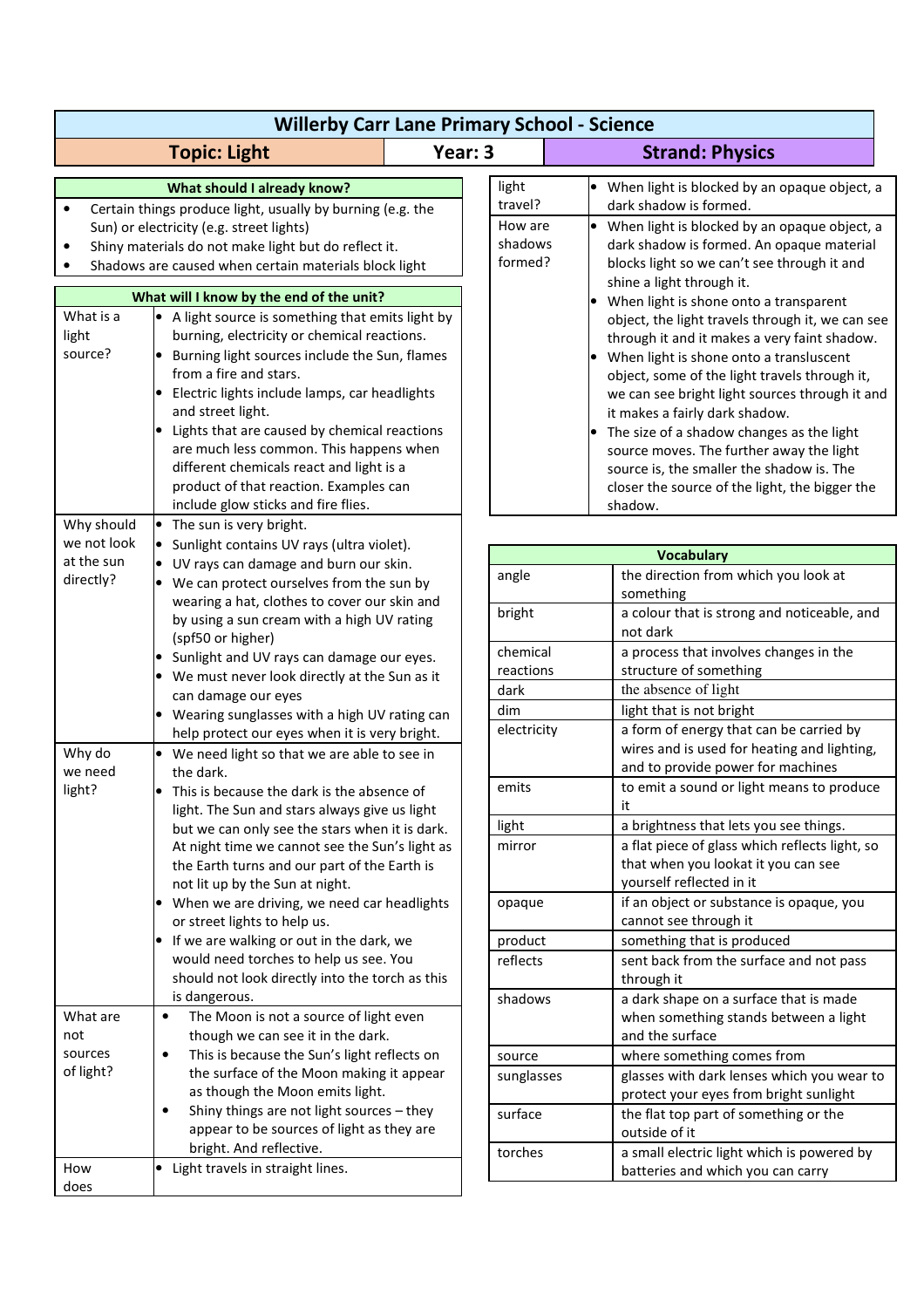# Willerby Carr Lane Primary School - Science

| Topic: Light | Year: 3 | Strand: Physics |
|---|---|---|

## What should I already know?

- Certain things produce light, usually by burning (e.g. the Sun) or electricity (e.g. street lights)
- Shiny materials do not make light but do reflect it.
- Shadows are caused when certain materials block light

## What will I know by the end of the unit?

| | |
|---|---|
| What is a light source? | • A light source is something that emits light by burning, electricity or chemical reactions.<br>• Burning light sources include the Sun, flames from a fire and stars.<br>• Electric lights include lamps, car headlights and street light.<br>• Lights that are caused by chemical reactions are much less common. This happens when different chemicals react and light is a product of that reaction. Examples can include glow sticks and fire flies. |
| Why should we not look at the sun directly? | • The sun is very bright.<br>• Sunlight contains UV rays (ultra violet).<br>• UV rays can damage and burn our skin.<br>• We can protect ourselves from the sun by wearing a hat, clothes to cover our skin and by using a sun cream with a high UV rating (spf50 or higher)<br>• Sunlight and UV rays can damage our eyes.<br>• We must never look directly at the Sun as it can damage our eyes<br>• Wearing sunglasses with a high UV rating can help protect our eyes when it is very bright. |
| Why do we need light? | • We need light so that we are able to see in the dark.<br>• This is because the dark is the absence of light. The Sun and stars always give us light but we can only see the stars when it is dark. At night time we cannot see the Sun's light as the Earth turns and our part of the Earth is not lit up by the Sun at night.<br>• When we are driving, we need car headlights or street lights to help us.<br>• If we are walking or out in the dark, we would need torches to help us see. You should not look directly into the torch as this is dangerous. |
| What are not sources of light? | • The Moon is not a source of light even though we can see it in the dark.<br>• This is because the Sun's light reflects on the surface of the Moon making it appear as though the Moon emits light.<br>• Shiny things are not light sources – they appear to be sources of light as they are bright. And reflective. |
| How does light travel? | • Light travels in straight lines.<br>• When light is blocked by an opaque object, a dark shadow is formed. |
| How are shadows formed? | • When light is blocked by an opaque object, a dark shadow is formed. An opaque material blocks light so we can't see through it and shine a light through it.<br>• When light is shone onto a transparent object, the light travels through it, we can see through it and it makes a very faint shadow.<br>• When light is shone onto a transluscent object, some of the light travels through it, we can see bright light sources through it and it makes a fairly dark shadow.<br>• The size of a shadow changes as the light source moves. The further away the light source is, the smaller the shadow is. The closer the source of the light, the bigger the shadow. |

## Vocabulary

| | |
|---|---|
| angle | the direction from which you look at something |
| bright | a colour that is strong and noticeable, and not dark |
| chemical reactions | a process that involves changes in the structure of something |
| dark | the absence of light |
| dim | light that is not bright |
| electricity | a form of energy that can be carried by wires and is used for heating and lighting, and to provide power for machines |
| emits | to emit a sound or light means to produce it |
| light | a brightness that lets you see things. |
| mirror | a flat piece of glass which reflects light, so that when you look at it you can see yourself reflected in it |
| opaque | if an object or substance is opaque, you cannot see through it |
| product | something that is produced |
| reflects | sent back from the surface and not pass through it |
| shadows | a dark shape on a surface that is made when something stands between a light and the surface |
| source | where something comes from |
| sunglasses | glasses with dark lenses which you wear to protect your eyes from bright sunlight |
| surface | the flat top part of something or the outside of it |
| torches | a small electric light which is powered by batteries and which you can carry |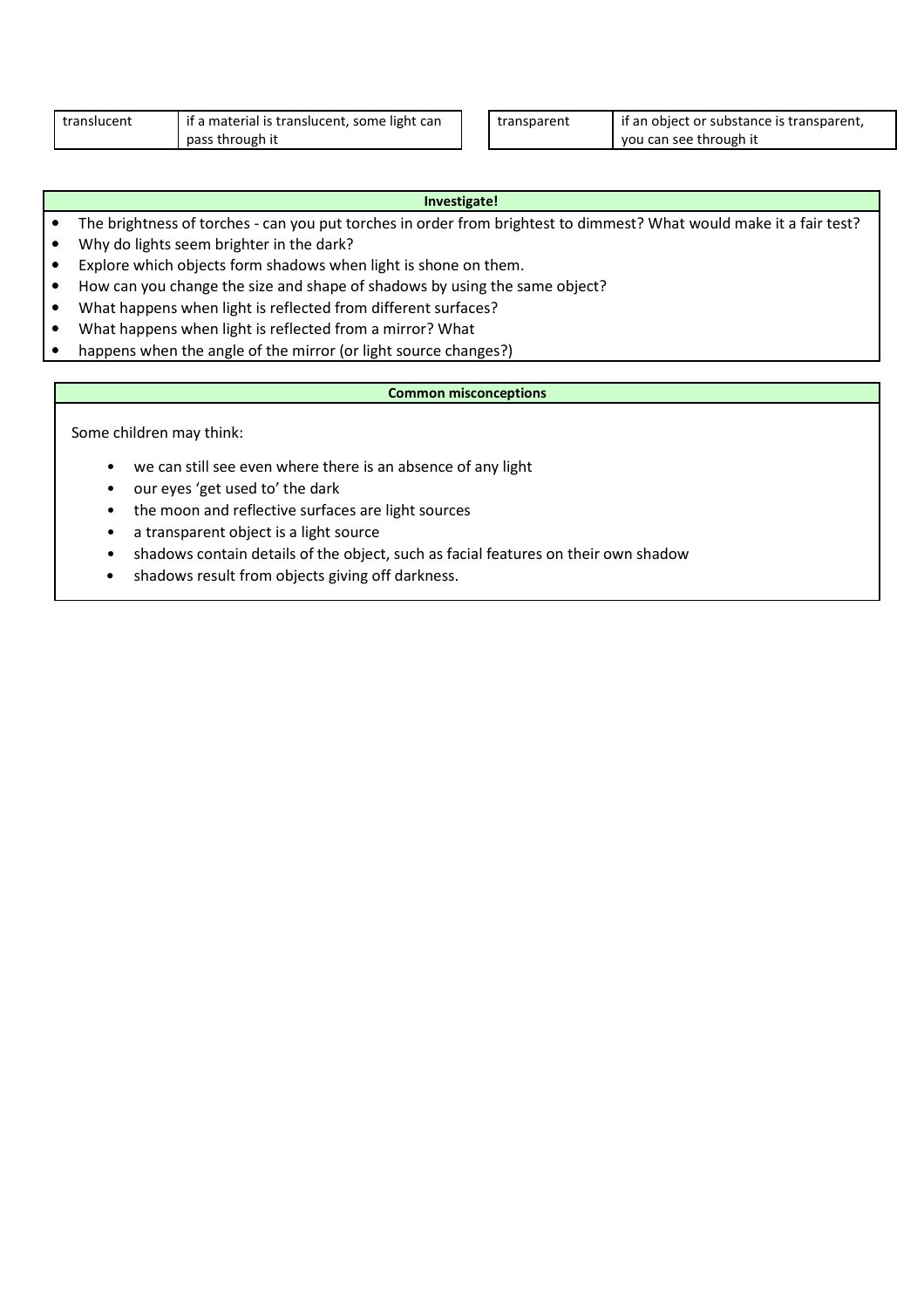| translucent | if a material is translucent, some light can pass through it |
| --- | --- |

| transparent | if an object or substance is transparent, you can see through it |
| --- | --- |

**Investigate!**

- The brightness of torches - can you put torches in order from brightest to dimmest? What would make it a fair test?
- Why do lights seem brighter in the dark?
- Explore which objects form shadows when light is shone on them.
- How can you change the size and shape of shadows by using the same object?
- What happens when light is reflected from different surfaces?
- What happens when light is reflected from a mirror? What
- happens when the angle of the mirror (or light source changes?)

**Common misconceptions**

Some children may think:

- we can still see even where there is an absence of any light
- our eyes 'get used to' the dark
- the moon and reflective surfaces are light sources
- a transparent object is a light source
- shadows contain details of the object, such as facial features on their own shadow
- shadows result from objects giving off darkness.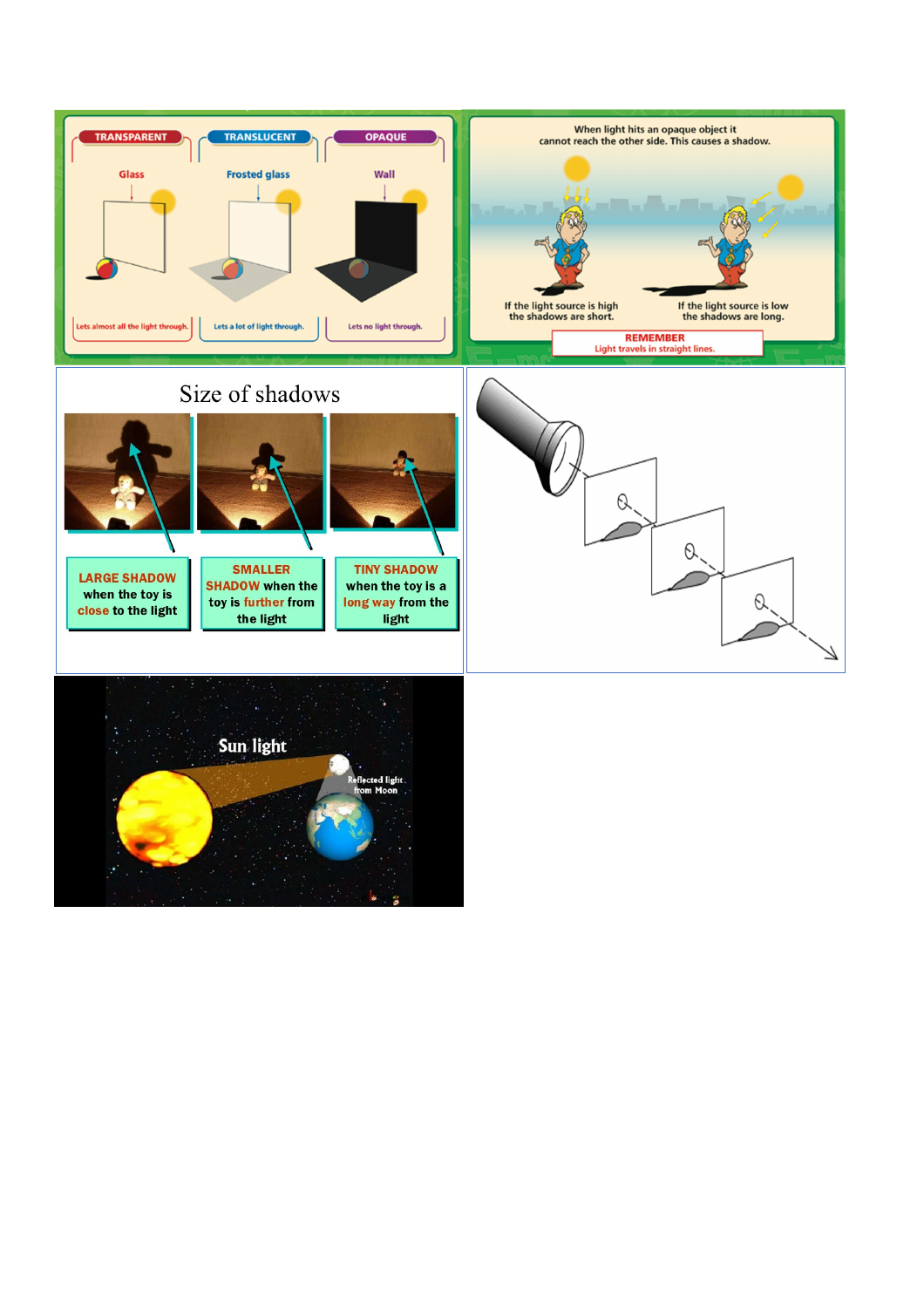TRANSPARENT

Glass

Lets almost all the light through.

TRANSLUCENT

Frosted glass

Lets a lot of light through.

OPAQUE

Wall

Lets no light through.

When light hits an opaque object it cannot reach the other side. This causes a shadow.

If the light source is high the shadows are short.

If the light source is low the shadows are long.

REMEMBER
Light travels in straight lines.

Size of shadows

LARGE SHADOW when the toy is close to the light

SMALLER SHADOW when the toy is further from the light

TINY SHADOW when the toy is a long way from the light

Sun light

Reflected light from Moon